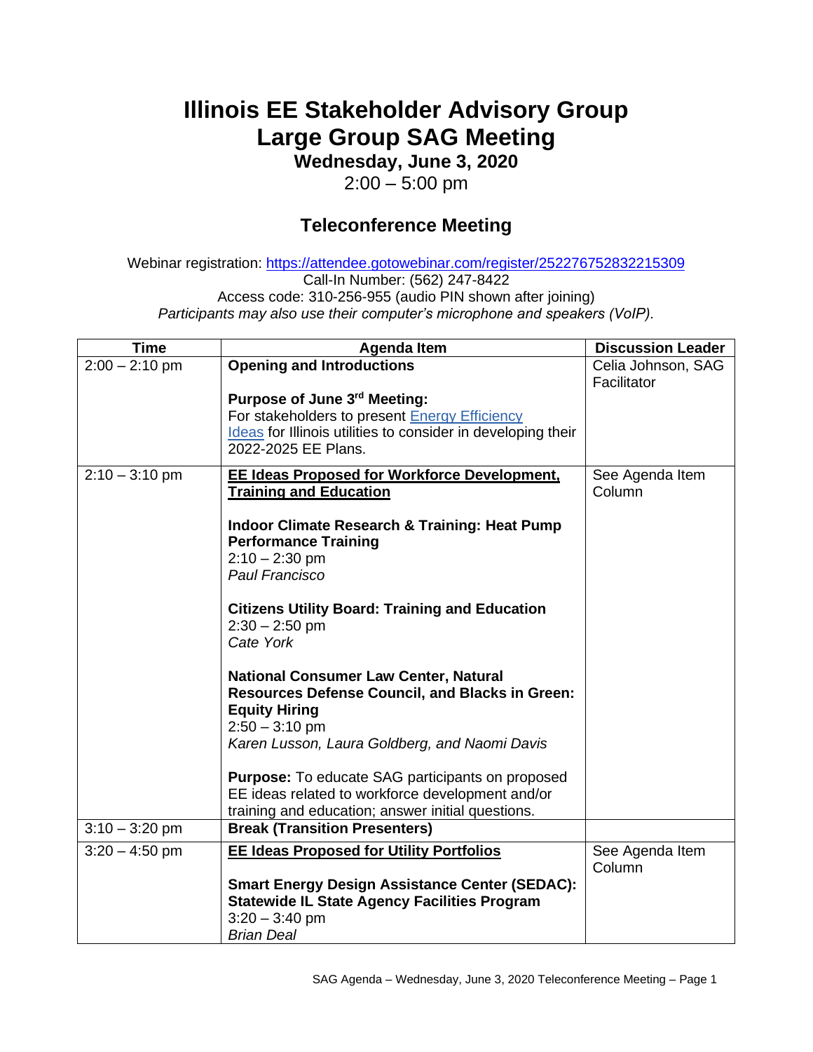# Illinois EE Stakeholder Advisory Group
# Large Group SAG Meeting

**Wednesday, June 3, 2020**

2:00 – 5:00 pm

## Teleconference Meeting

Webinar registration: https://attendee.gotowebinar.com/register/252276752832215309
Call-In Number: (562) 247-8422
Access code: 310-256-955 (audio PIN shown after joining)
*Participants may also use their computer's microphone and speakers (VoIP).*

| Time | Agenda Item | Discussion Leader |
|---|---|---|
| 2:00 – 2:10 pm | **Opening and Introductions**<br><br>**Purpose of June 3rd Meeting:**<br>For stakeholders to present Energy Efficiency Ideas for Illinois utilities to consider in developing their 2022-2025 EE Plans. | Celia Johnson, SAG Facilitator |
| 2:10 – 3:10 pm | **EE Ideas Proposed for Workforce Development, Training and Education**<br><br>**Indoor Climate Research & Training: Heat Pump Performance Training**<br>2:10 – 2:30 pm<br>*Paul Francisco*<br><br>**Citizens Utility Board: Training and Education**<br>2:30 – 2:50 pm<br>*Cate York*<br><br>**National Consumer Law Center, Natural Resources Defense Council, and Blacks in Green: Equity Hiring**<br>2:50 – 3:10 pm<br>*Karen Lusson, Laura Goldberg, and Naomi Davis*<br><br>**Purpose:** To educate SAG participants on proposed EE ideas related to workforce development and/or training and education; answer initial questions. | See Agenda Item Column |
| 3:10 – 3:20 pm | **Break (Transition Presenters)** | |
| 3:20 – 4:50 pm | **EE Ideas Proposed for Utility Portfolios**<br><br>**Smart Energy Design Assistance Center (SEDAC): Statewide IL State Agency Facilities Program**<br>3:20 – 3:40 pm<br>*Brian Deal* | See Agenda Item Column |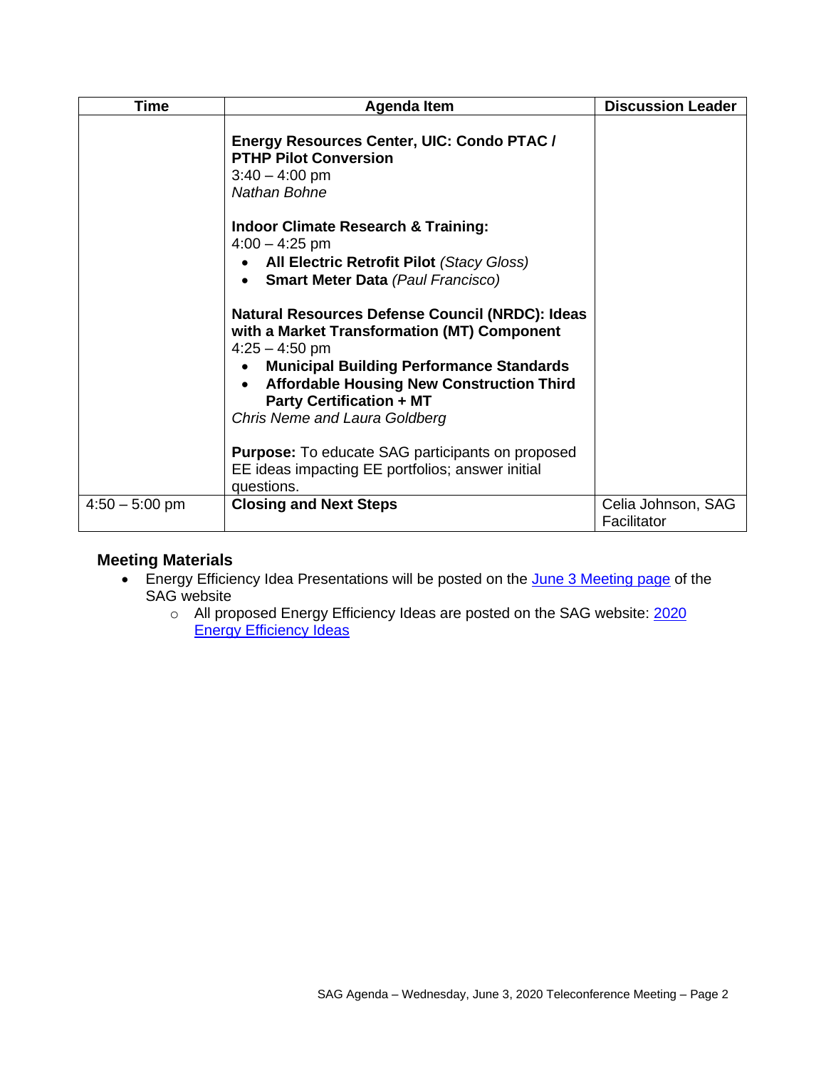| Time | Agenda Item | Discussion Leader |
|---|---|---|
| | **Energy Resources Center, UIC: Condo PTAC / PTHP Pilot Conversion**<br>3:40 – 4:00 pm<br>*Nathan Bohne*<br><br>**Indoor Climate Research & Training:**<br>4:00 – 4:25 pm<br>• **All Electric Retrofit Pilot** *(Stacy Gloss)*<br>• **Smart Meter Data** *(Paul Francisco)*<br><br>**Natural Resources Defense Council (NRDC): Ideas with a Market Transformation (MT) Component**<br>4:25 – 4:50 pm<br>• **Municipal Building Performance Standards**<br>• **Affordable Housing New Construction Third Party Certification + MT**<br>*Chris Neme and Laura Goldberg*<br><br>**Purpose:** To educate SAG participants on proposed EE ideas impacting EE portfolios; answer initial questions. | |
| 4:50 – 5:00 pm | **Closing and Next Steps** | Celia Johnson, SAG Facilitator |

## Meeting Materials

- Energy Efficiency Idea Presentations will be posted on the [June 3 Meeting page] of the SAG website
  - All proposed Energy Efficiency Ideas are posted on the SAG website: [2020 Energy Efficiency Ideas]